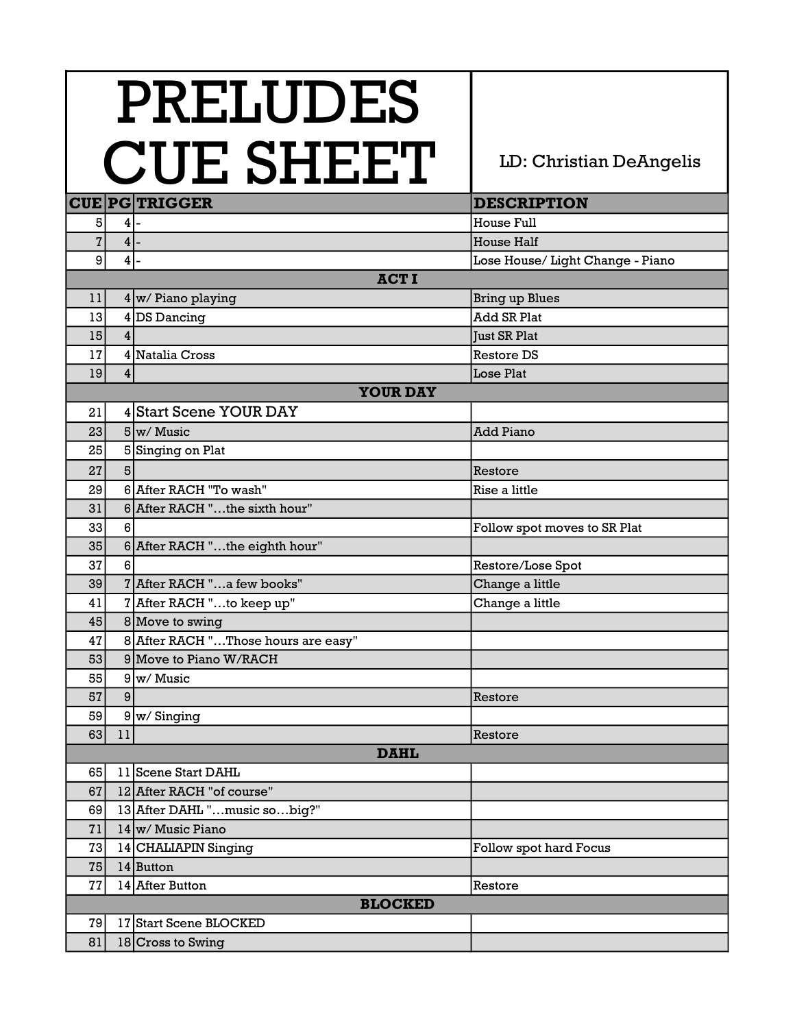# PRELUDES CUE SHEET

LD: Christian DeAngelis

| CUE | PG | TRIGGER | DESCRIPTION |
|---|---|---|---|
| 5 | 4 | - | House Full |
| 7 | 4 | - | House Half |
| 9 | 4 | - | Lose House/ Light Change - Piano |
| **ACT I** | | | |
| 11 | 4 | w/ Piano playing | Bring up Blues |
| 13 | 4 | DS Dancing | Add SR Plat |
| 15 | 4 | | Just SR Plat |
| 17 | 4 | Natalia Cross | Restore DS |
| 19 | 4 | | Lose Plat |
| **YOUR DAY** | | | |
| 21 | 4 | Start Scene YOUR DAY | |
| 23 | 5 | w/ Music | Add Piano |
| 25 | 5 | Singing on Plat | |
| 27 | 5 | | Restore |
| 29 | 6 | After RACH "To wash" | Rise a little |
| 31 | 6 | After RACH "…the sixth hour" | |
| 33 | 6 | | Follow spot moves to SR Plat |
| 35 | 6 | After RACH "…the eighth hour" | |
| 37 | 6 | | Restore/Lose Spot |
| 39 | 7 | After RACH "…a few books" | Change a little |
| 41 | 7 | After RACH "…to keep up" | Change a little |
| 45 | 8 | Move to swing | |
| 47 | 8 | After RACH "…Those hours are easy" | |
| 53 | 9 | Move to Piano W/RACH | |
| 55 | 9 | w/ Music | |
| 57 | 9 | | Restore |
| 59 | 9 | w/ Singing | |
| 63 | 11 | | Restore |
| **DAHL** | | | |
| 65 | 11 | Scene Start DAHL | |
| 67 | 12 | After RACH "of course" | |
| 69 | 13 | After DAHL "…music so…big?" | |
| 71 | 14 | w/ Music Piano | |
| 73 | 14 | CHALIAPIN Singing | Follow spot hard Focus |
| 75 | 14 | Button | |
| 77 | 14 | After Button | Restore |
| **BLOCKED** | | | |
| 79 | 17 | Start Scene BLOCKED | |
| 81 | 18 | Cross to Swing | |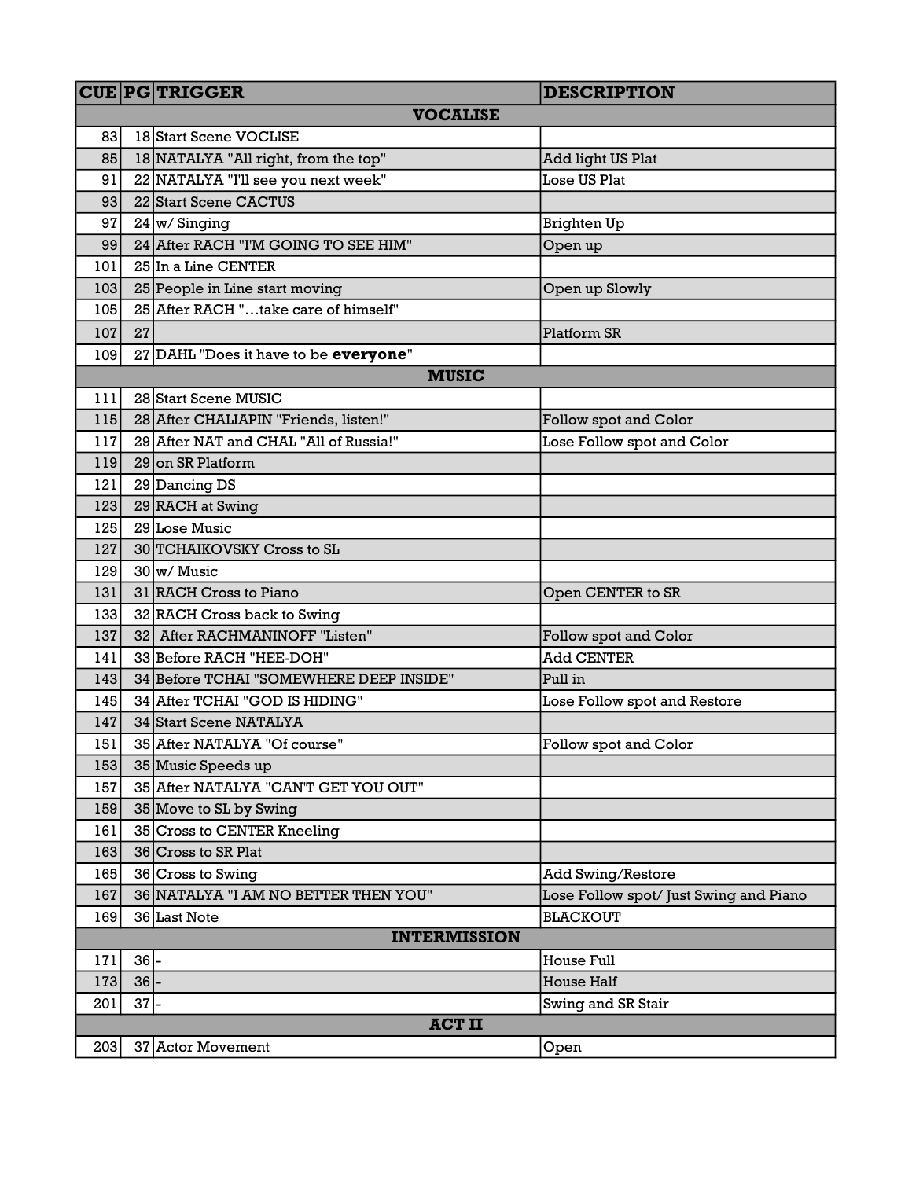| CUE | PG | TRIGGER | DESCRIPTION |
|---|---|---|---|
| **VOCALISE** | | | |
| 83 | 18 | Start Scene VOCLISE | |
| 85 | 18 | NATALYA "All right, from the top" | Add light US Plat |
| 91 | 22 | NATALYA "I'll see you next week" | Lose US Plat |
| 93 | 22 | Start Scene CACTUS | |
| 97 | 24 | w/ Singing | Brighten Up |
| 99 | 24 | After RACH "I'M GOING TO SEE HIM" | Open up |
| 101 | 25 | In a Line CENTER | |
| 103 | 25 | People in Line start moving | Open up Slowly |
| 105 | 25 | After RACH "…take care of himself" | |
| 107 | 27 | | Platform SR |
| 109 | 27 | DAHL "Does it have to be **everyone**" | |
| **MUSIC** | | | |
| 111 | 28 | Start Scene MUSIC | |
| 115 | 28 | After CHALIAPIN "Friends, listen!" | Follow spot and Color |
| 117 | 29 | After NAT and CHAL "All of Russia!" | Lose Follow spot and Color |
| 119 | 29 | on SR Platform | |
| 121 | 29 | Dancing DS | |
| 123 | 29 | RACH at Swing | |
| 125 | 29 | Lose Music | |
| 127 | 30 | TCHAIKOVSKY Cross to SL | |
| 129 | 30 | w/ Music | |
| 131 | 31 | RACH Cross to Piano | Open CENTER to SR |
| 133 | 32 | RACH Cross back to Swing | |
| 137 | 32 | After RACHMANINOFF "Listen" | Follow spot and Color |
| 141 | 33 | Before RACH "HEE-DOH" | Add CENTER |
| 143 | 34 | Before TCHAI "SOMEWHERE DEEP INSIDE" | Pull in |
| 145 | 34 | After TCHAI "GOD IS HIDING" | Lose Follow spot and Restore |
| 147 | 34 | Start Scene NATALYA | |
| 151 | 35 | After NATALYA "Of course" | Follow spot and Color |
| 153 | 35 | Music Speeds up | |
| 157 | 35 | After NATALYA "CAN'T GET YOU OUT" | |
| 159 | 35 | Move to SL by Swing | |
| 161 | 35 | Cross to CENTER Kneeling | |
| 163 | 36 | Cross to SR Plat | |
| 165 | 36 | Cross to Swing | Add Swing/Restore |
| 167 | 36 | NATALYA "I AM NO BETTER THEN YOU" | Lose Follow spot/ Just Swing and Piano |
| 169 | 36 | Last Note | BLACKOUT |
| **INTERMISSION** | | | |
| 171 | 36 | - | House Full |
| 173 | 36 | - | House Half |
| 201 | 37 | - | Swing and SR Stair |
| **ACT II** | | | |
| 203 | 37 | Actor Movement | Open |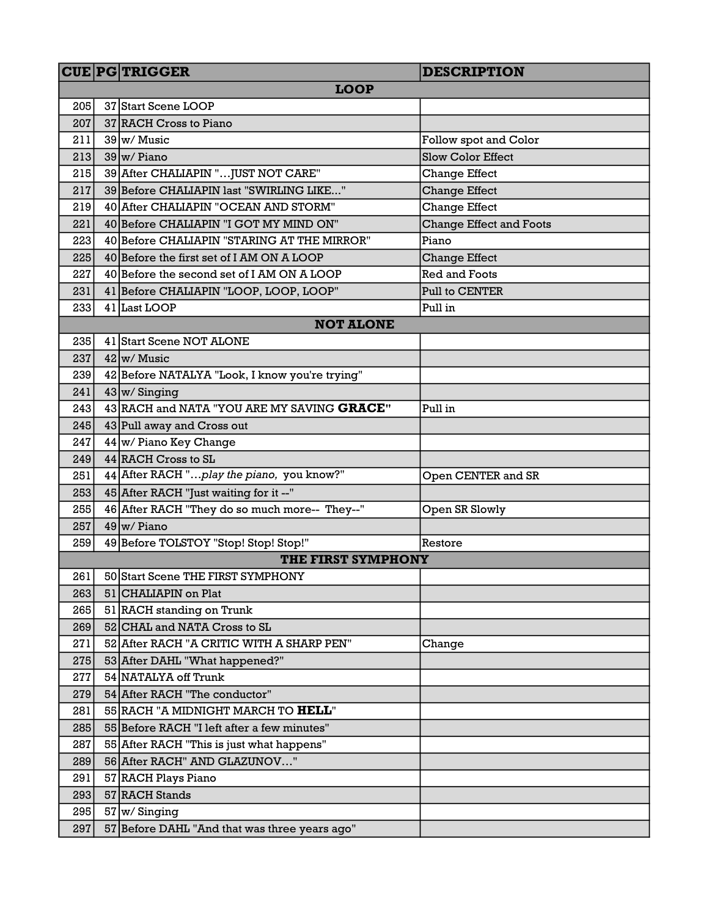| CUE | PG | TRIGGER | DESCRIPTION |
|---|---|---|---|
| **LOOP** | | | |
| 205 | 37 | Start Scene LOOP | |
| 207 | 37 | RACH Cross to Piano | |
| 211 | 39 | w/ Music | Follow spot and Color |
| 213 | 39 | w/ Piano | Slow Color Effect |
| 215 | 39 | After CHALIAPIN "…JUST NOT CARE" | Change Effect |
| 217 | 39 | Before CHALIAPIN last "SWIRLING LIKE..." | Change Effect |
| 219 | 40 | After CHALIAPIN "OCEAN AND STORM" | Change Effect |
| 221 | 40 | Before CHALIAPIN "I GOT MY MIND ON" | Change Effect and Foots |
| 223 | 40 | Before CHALIAPIN "STARING AT THE MIRROR" | Piano |
| 225 | 40 | Before the first set of I AM ON A LOOP | Change Effect |
| 227 | 40 | Before the second set of I AM ON A LOOP | Red and Foots |
| 231 | 41 | Before CHALIAPIN "LOOP, LOOP, LOOP" | Pull to CENTER |
| 233 | 41 | Last LOOP | Pull in |
| **NOT ALONE** | | | |
| 235 | 41 | Start Scene NOT ALONE | |
| 237 | 42 | w/ Music | |
| 239 | 42 | Before NATALYA "Look, I know you're trying" | |
| 241 | 43 | w/ Singing | |
| 243 | 43 | RACH and NATA "YOU ARE MY SAVING **GRACE**" | Pull in |
| 245 | 43 | Pull away and Cross out | |
| 247 | 44 | w/ Piano Key Change | |
| 249 | 44 | RACH Cross to SL | |
| 251 | 44 | After RACH "…*play the piano,* you know?" | Open CENTER and SR |
| 253 | 45 | After RACH "Just waiting for it --" | |
| 255 | 46 | After RACH "They do so much more-- They--" | Open SR Slowly |
| 257 | 49 | w/ Piano | |
| 259 | 49 | Before TOLSTOY "Stop! Stop! Stop!" | Restore |
| **THE FIRST SYMPHONY** | | | |
| 261 | 50 | Start Scene THE FIRST SYMPHONY | |
| 263 | 51 | CHALIAPIN on Plat | |
| 265 | 51 | RACH standing on Trunk | |
| 269 | 52 | CHAL and NATA Cross to SL | |
| 271 | 52 | After RACH "A CRITIC WITH A SHARP PEN" | Change |
| 275 | 53 | After DAHL "What happened?" | |
| 277 | 54 | NATALYA off Trunk | |
| 279 | 54 | After RACH "The conductor" | |
| 281 | 55 | RACH "A MIDNIGHT MARCH TO **HELL**" | |
| 285 | 55 | Before RACH "I left after a few minutes" | |
| 287 | 55 | After RACH "This is just what happens" | |
| 289 | 56 | After RACH" AND GLAZUNOV…" | |
| 291 | 57 | RACH Plays Piano | |
| 293 | 57 | RACH Stands | |
| 295 | 57 | w/ Singing | |
| 297 | 57 | Before DAHL "And that was three years ago" | |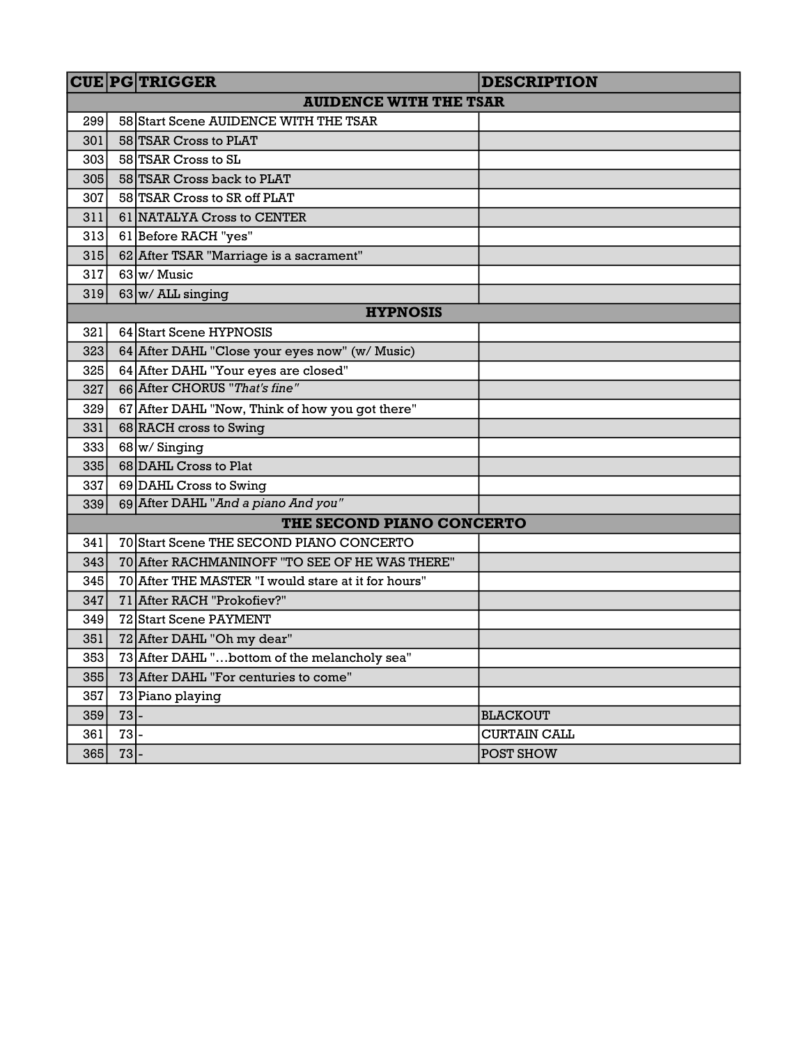| CUE | PG | TRIGGER | DESCRIPTION |
|---|---|---|---|
| **AUIDENCE WITH THE TSAR** | | | |
| 299 | 58 | Start Scene AUIDENCE WITH THE TSAR | |
| 301 | 58 | TSAR Cross to PLAT | |
| 303 | 58 | TSAR Cross to SL | |
| 305 | 58 | TSAR Cross back to PLAT | |
| 307 | 58 | TSAR Cross to SR off PLAT | |
| 311 | 61 | NATALYA Cross to CENTER | |
| 313 | 61 | Before RACH "yes" | |
| 315 | 62 | After TSAR "Marriage is a sacrament" | |
| 317 | 63 | w/ Music | |
| 319 | 63 | w/ ALL singing | |
| **HYPNOSIS** | | | |
| 321 | 64 | Start Scene HYPNOSIS | |
| 323 | 64 | After DAHL "Close your eyes now" (w/ Music) | |
| 325 | 64 | After DAHL "Your eyes are closed" | |
| 327 | 66 | After CHORUS "*That's fine"* | |
| 329 | 67 | After DAHL "Now, Think of how you got there" | |
| 331 | 68 | RACH cross to Swing | |
| 333 | 68 | w/ Singing | |
| 335 | 68 | DAHL Cross to Plat | |
| 337 | 69 | DAHL Cross to Swing | |
| 339 | 69 | After DAHL "*And a piano And you"* | |
| **THE SECOND PIANO CONCERTO** | | | |
| 341 | 70 | Start Scene THE SECOND PIANO CONCERTO | |
| 343 | 70 | After RACHMANINOFF "TO SEE OF HE WAS THERE" | |
| 345 | 70 | After THE MASTER "I would stare at it for hours" | |
| 347 | 71 | After RACH "Prokofiev?" | |
| 349 | 72 | Start Scene PAYMENT | |
| 351 | 72 | After DAHL "Oh my dear" | |
| 353 | 73 | After DAHL "…bottom of the melancholy sea" | |
| 355 | 73 | After DAHL "For centuries to come" | |
| 357 | 73 | Piano playing | |
| 359 | 73 | - | BLACKOUT |
| 361 | 73 | - | CURTAIN CALL |
| 365 | 73 | - | POST SHOW |